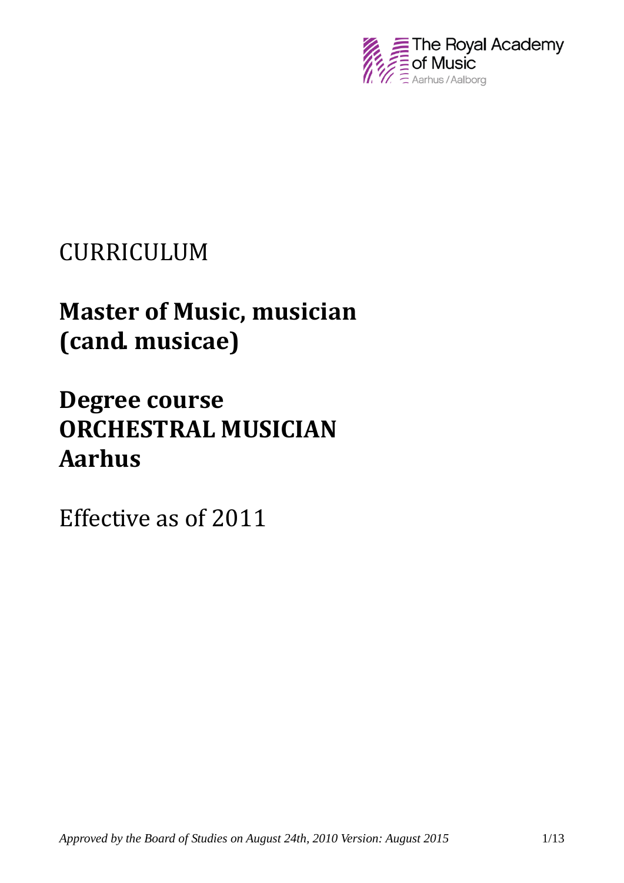The Royal Academy of Music
Aarhus / Aalborg

CURRICULUM

# Master of Music, musician (cand. musicae)

# Degree course ORCHESTRAL MUSICIAN Aarhus

Effective as of 2011

*Approved by the Board of Studies on August 24th, 2010 Version: August 2015*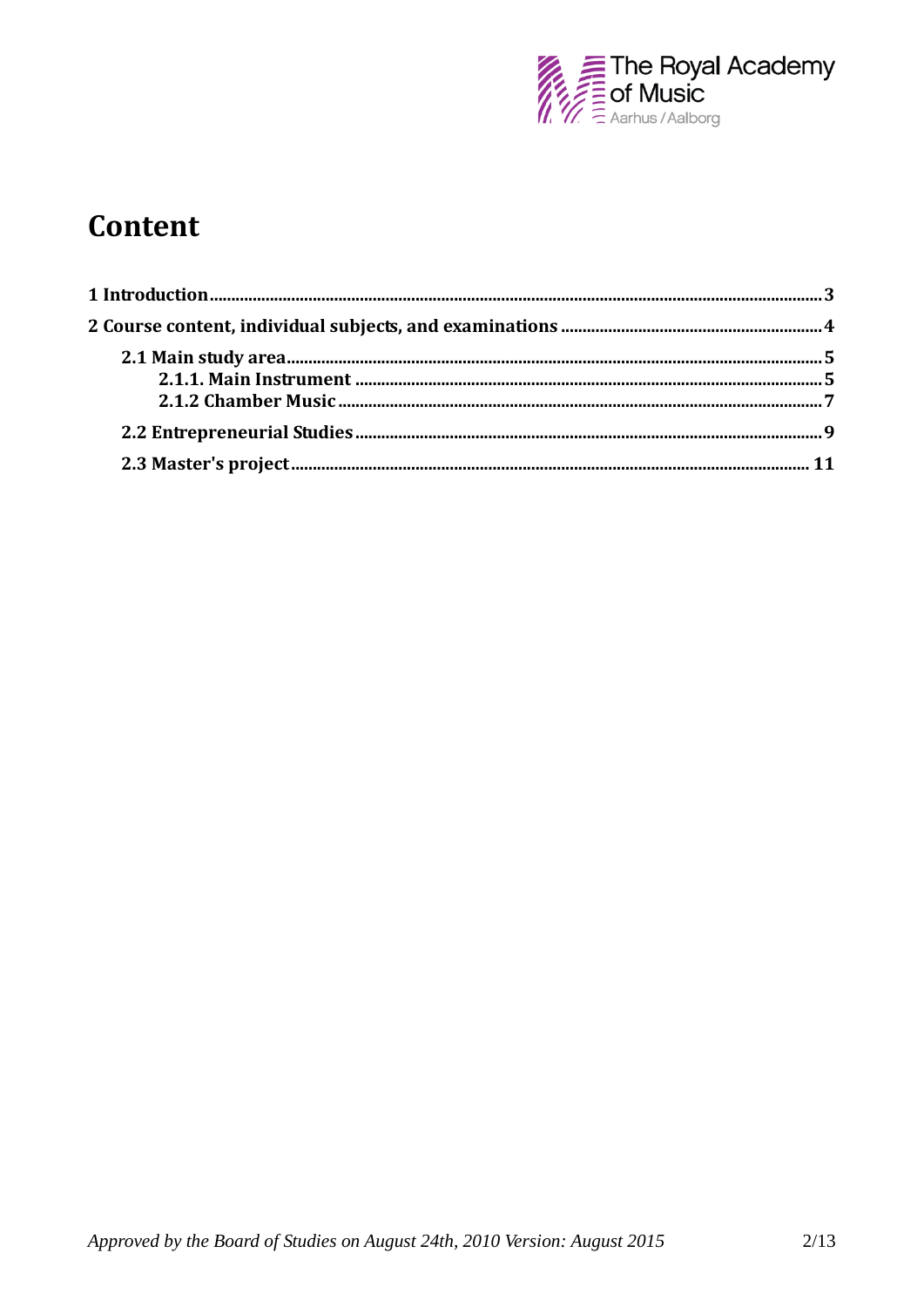# Content

**1 Introduction** ........................................................................ 3

**2 Course content, individual subjects, and examinations** ........................ 4

- **2.1 Main study area** ........................................................... 5
  - **2.1.1. Main Instrument** ..................................................... 5
  - **2.1.2 Chamber Music** ........................................................ 7
- **2.2 Entrepreneurial Studies** ..................................................... 9
- **2.3 Master's project** ........................................................... 11

*Approved by the Board of Studies on August 24th, 2010 Version: August 2015*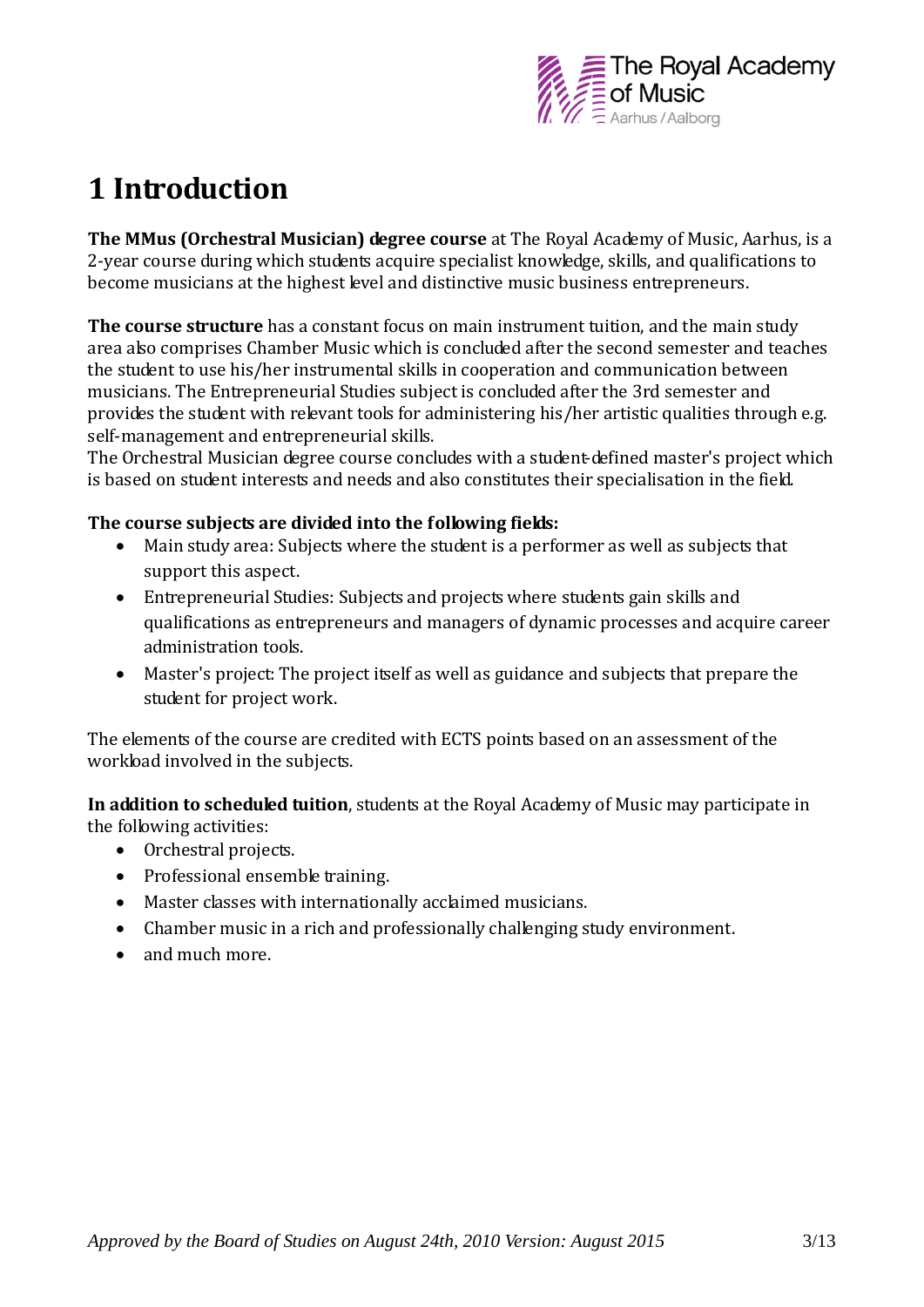# 1 Introduction

**The MMus (Orchestral Musician) degree course** at The Royal Academy of Music, Aarhus, is a 2-year course during which students acquire specialist knowledge, skills, and qualifications to become musicians at the highest level and distinctive music business entrepreneurs.

**The course structure** has a constant focus on main instrument tuition, and the main study area also comprises Chamber Music which is concluded after the second semester and teaches the student to use his/her instrumental skills in cooperation and communication between musicians. The Entrepreneurial Studies subject is concluded after the 3rd semester and provides the student with relevant tools for administering his/her artistic qualities through e.g. self-management and entrepreneurial skills.
The Orchestral Musician degree course concludes with a student-defined master's project which is based on student interests and needs and also constitutes their specialisation in the field.

**The course subjects are divided into the following fields:**

- Main study area: Subjects where the student is a performer as well as subjects that support this aspect.
- Entrepreneurial Studies: Subjects and projects where students gain skills and qualifications as entrepreneurs and managers of dynamic processes and acquire career administration tools.
- Master's project: The project itself as well as guidance and subjects that prepare the student for project work.

The elements of the course are credited with ECTS points based on an assessment of the workload involved in the subjects.

**In addition to scheduled tuition**, students at the Royal Academy of Music may participate in the following activities:

- Orchestral projects.
- Professional ensemble training.
- Master classes with internationally acclaimed musicians.
- Chamber music in a rich and professionally challenging study environment.
- and much more.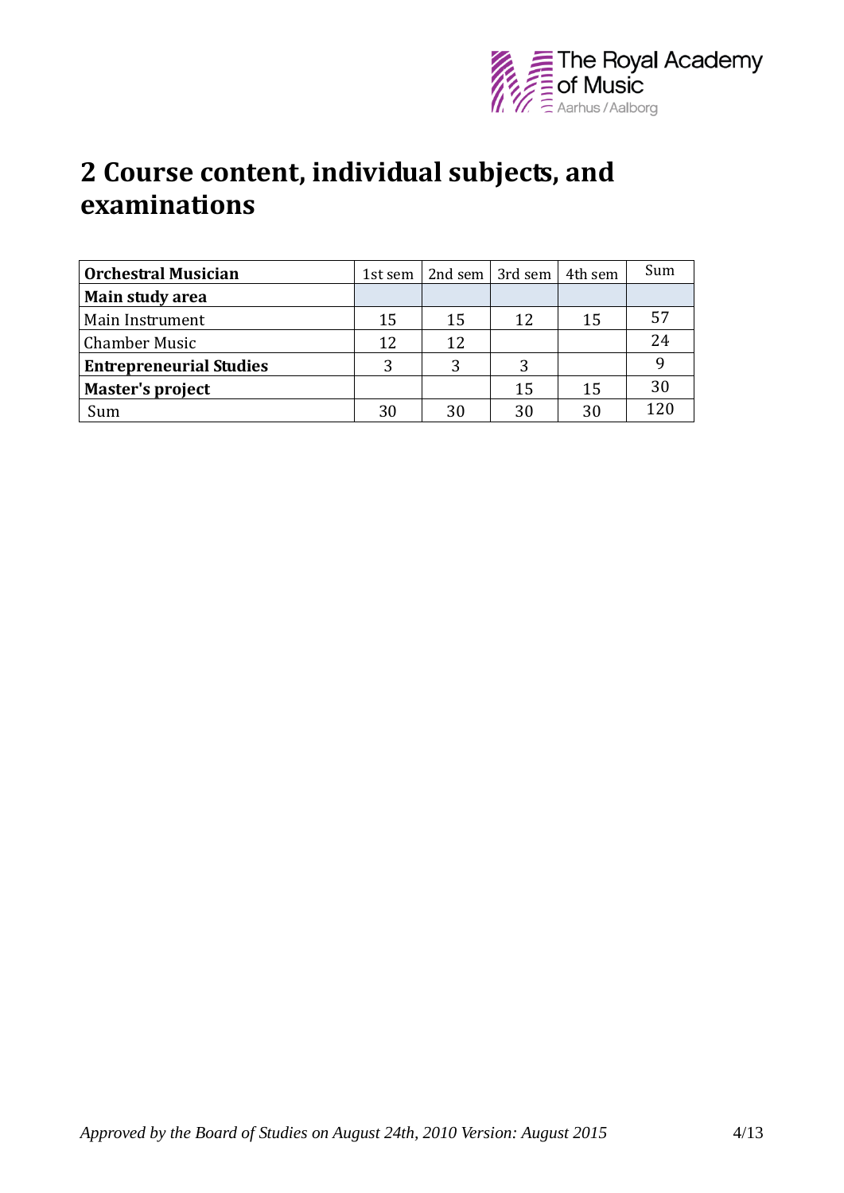# 2 Course content, individual subjects, and examinations

| **Orchestral Musician** | 1st sem | 2nd sem | 3rd sem | 4th sem | Sum |
|---|---|---|---|---|---|
| **Main study area** | | | | | |
| Main Instrument | 15 | 15 | 12 | 15 | 57 |
| Chamber Music | 12 | 12 | | | 24 |
| **Entrepreneurial Studies** | 3 | 3 | 3 | | 9 |
| **Master's project** | | | 15 | 15 | 30 |
| Sum | 30 | 30 | 30 | 30 | 120 |

*Approved by the Board of Studies on August 24th, 2010 Version: August 2015*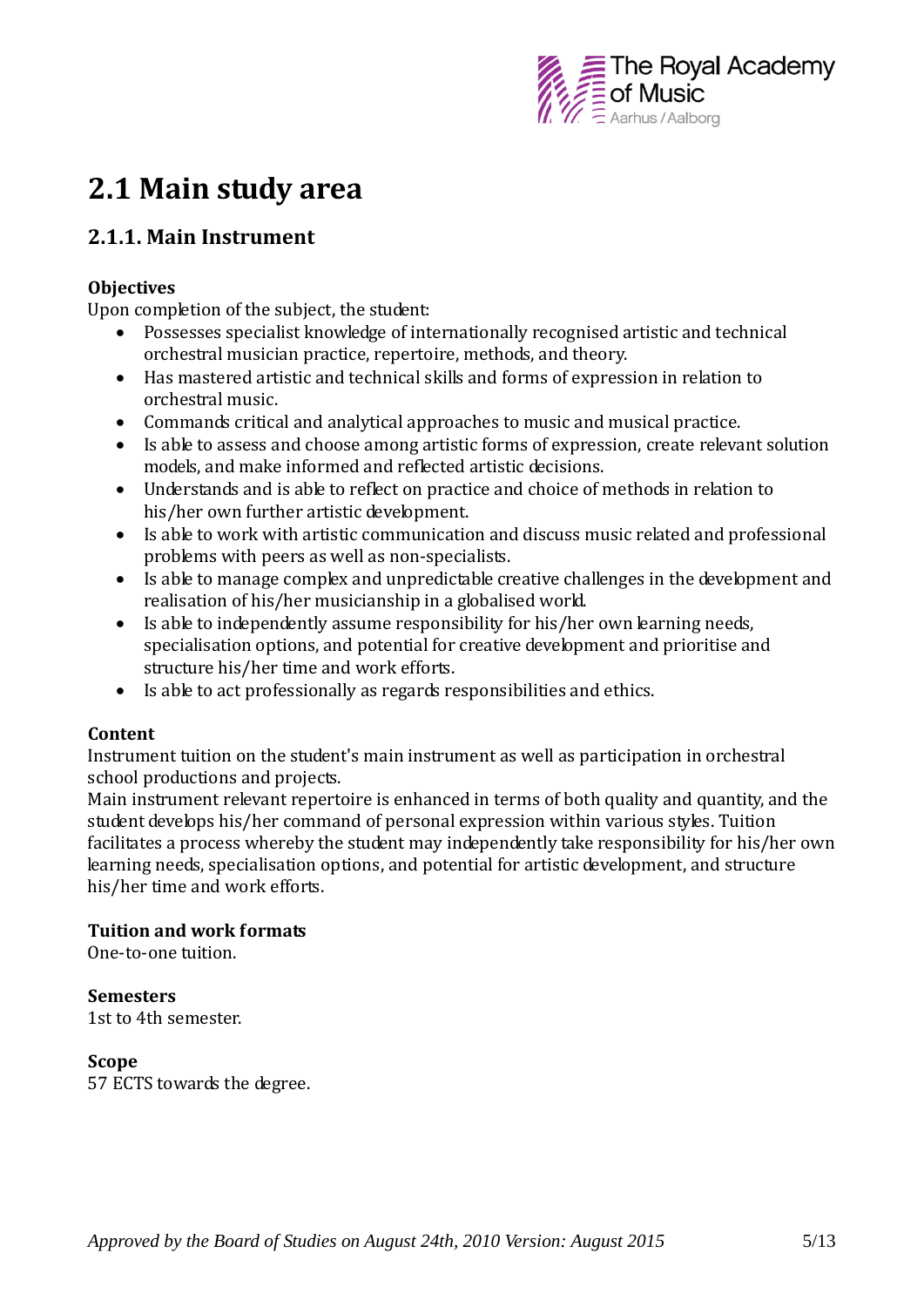# 2.1 Main study area

## 2.1.1. Main Instrument

**Objectives**

Upon completion of the subject, the student:

- Possesses specialist knowledge of internationally recognised artistic and technical orchestral musician practice, repertoire, methods, and theory.
- Has mastered artistic and technical skills and forms of expression in relation to orchestral music.
- Commands critical and analytical approaches to music and musical practice.
- Is able to assess and choose among artistic forms of expression, create relevant solution models, and make informed and reflected artistic decisions.
- Understands and is able to reflect on practice and choice of methods in relation to his/her own further artistic development.
- Is able to work with artistic communication and discuss music related and professional problems with peers as well as non-specialists.
- Is able to manage complex and unpredictable creative challenges in the development and realisation of his/her musicianship in a globalised world.
- Is able to independently assume responsibility for his/her own learning needs, specialisation options, and potential for creative development and prioritise and structure his/her time and work efforts.
- Is able to act professionally as regards responsibilities and ethics.

**Content**

Instrument tuition on the student's main instrument as well as participation in orchestral school productions and projects.

Main instrument relevant repertoire is enhanced in terms of both quality and quantity, and the student develops his/her command of personal expression within various styles. Tuition facilitates a process whereby the student may independently take responsibility for his/her own learning needs, specialisation options, and potential for artistic development, and structure his/her time and work efforts.

**Tuition and work formats**

One-to-one tuition.

**Semesters**

1st to 4th semester.

**Scope**

57 ECTS towards the degree.

*Approved by the Board of Studies on August 24th, 2010 Version: August 2015*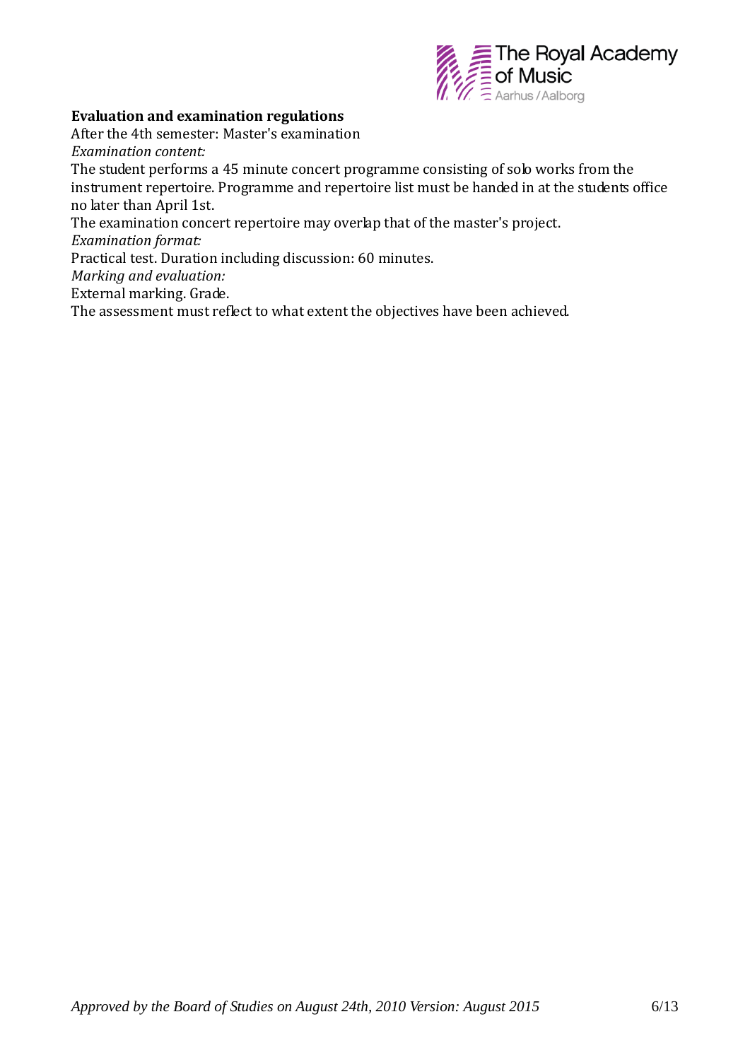**Evaluation and examination regulations**

After the 4th semester: Master's examination

*Examination content:*

The student performs a 45 minute concert programme consisting of solo works from the instrument repertoire. Programme and repertoire list must be handed in at the students office no later than April 1st.

The examination concert repertoire may overlap that of the master's project.

*Examination format:*

Practical test. Duration including discussion: 60 minutes.

*Marking and evaluation:*

External marking. Grade.

The assessment must reflect to what extent the objectives have been achieved.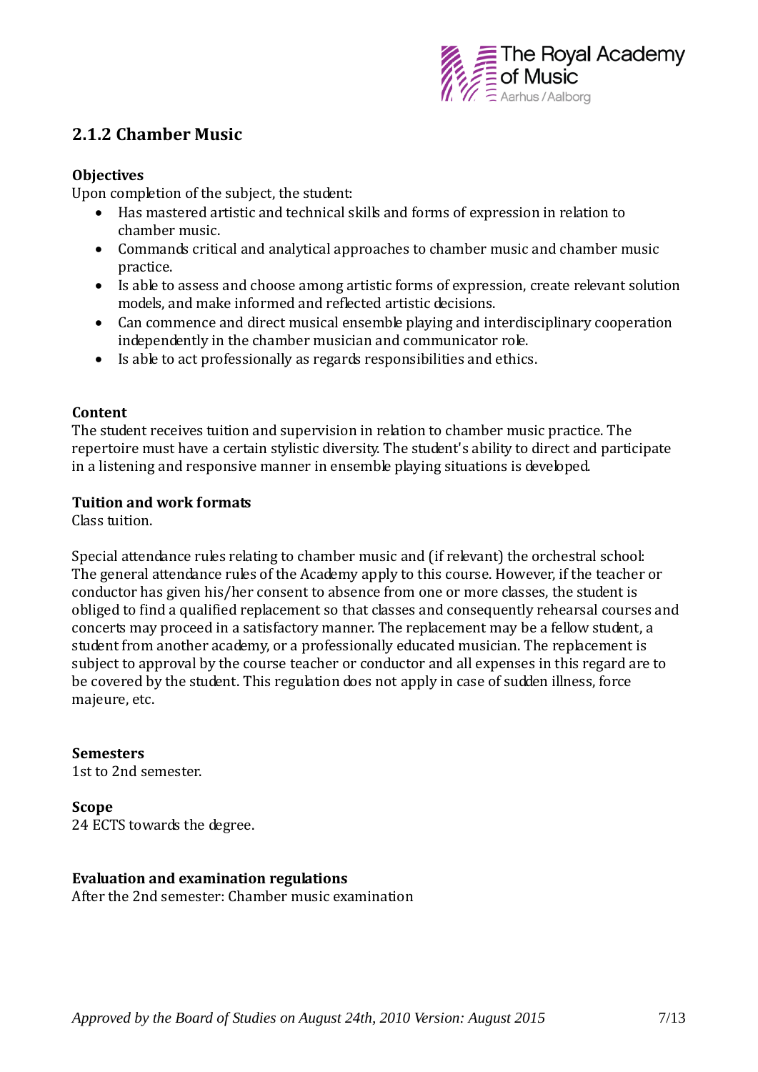## 2.1.2 Chamber Music

**Objectives**
Upon completion of the subject, the student:

- Has mastered artistic and technical skills and forms of expression in relation to chamber music.
- Commands critical and analytical approaches to chamber music and chamber music practice.
- Is able to assess and choose among artistic forms of expression, create relevant solution models, and make informed and reflected artistic decisions.
- Can commence and direct musical ensemble playing and interdisciplinary cooperation independently in the chamber musician and communicator role.
- Is able to act professionally as regards responsibilities and ethics.

**Content**
The student receives tuition and supervision in relation to chamber music practice. The repertoire must have a certain stylistic diversity. The student's ability to direct and participate in a listening and responsive manner in ensemble playing situations is developed.

**Tuition and work formats**
Class tuition.

Special attendance rules relating to chamber music and (if relevant) the orchestral school: The general attendance rules of the Academy apply to this course. However, if the teacher or conductor has given his/her consent to absence from one or more classes, the student is obliged to find a qualified replacement so that classes and consequently rehearsal courses and concerts may proceed in a satisfactory manner. The replacement may be a fellow student, a student from another academy, or a professionally educated musician. The replacement is subject to approval by the course teacher or conductor and all expenses in this regard are to be covered by the student. This regulation does not apply in case of sudden illness, force majeure, etc.

**Semesters**
1st to 2nd semester.

**Scope**
24 ECTS towards the degree.

**Evaluation and examination regulations**
After the 2nd semester: Chamber music examination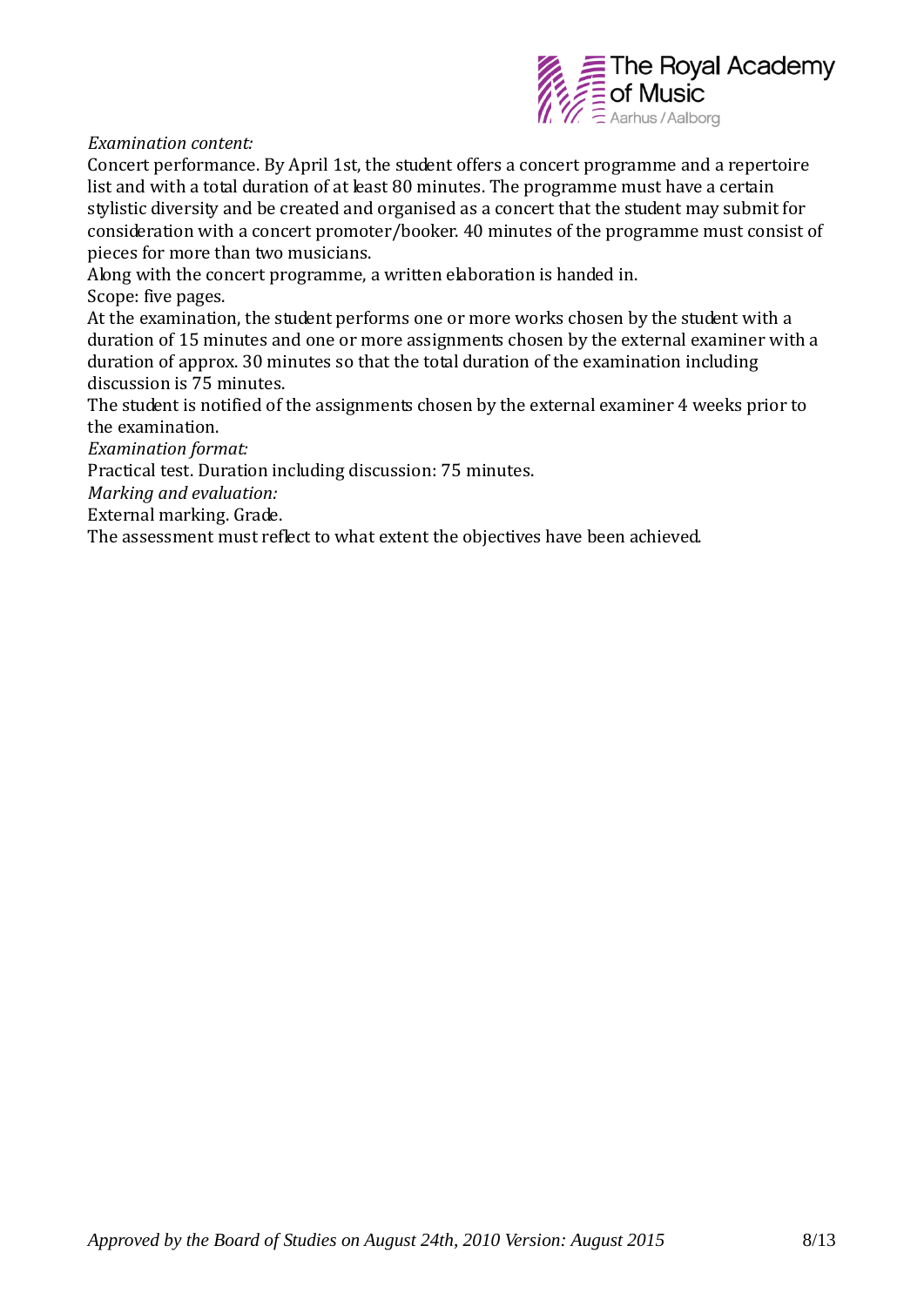*Examination content:*

Concert performance. By April 1st, the student offers a concert programme and a repertoire list and with a total duration of at least 80 minutes. The programme must have a certain stylistic diversity and be created and organised as a concert that the student may submit for consideration with a concert promoter/booker. 40 minutes of the programme must consist of pieces for more than two musicians.

Along with the concert programme, a written elaboration is handed in.

Scope: five pages.

At the examination, the student performs one or more works chosen by the student with a duration of 15 minutes and one or more assignments chosen by the external examiner with a duration of approx. 30 minutes so that the total duration of the examination including discussion is 75 minutes.

The student is notified of the assignments chosen by the external examiner 4 weeks prior to the examination.

*Examination format:*

Practical test. Duration including discussion: 75 minutes.

*Marking and evaluation:*

External marking. Grade.

The assessment must reflect to what extent the objectives have been achieved.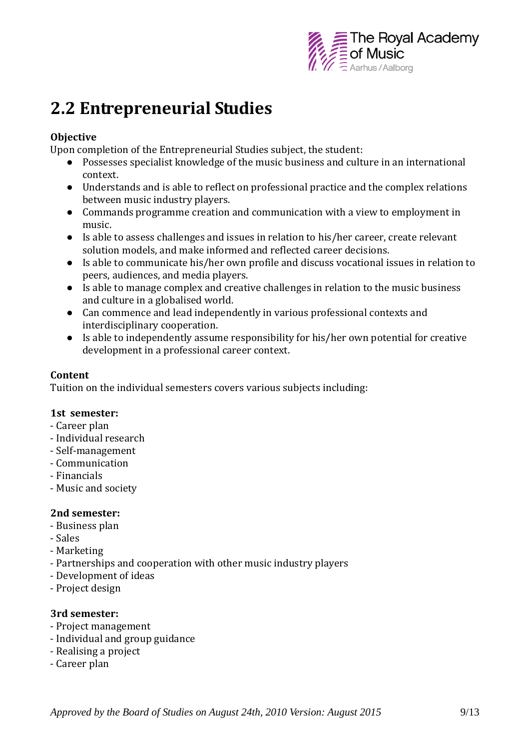## 2.2 Entrepreneurial Studies

**Objective**

Upon completion of the Entrepreneurial Studies subject, the student:

- Possesses specialist knowledge of the music business and culture in an international context.
- Understands and is able to reflect on professional practice and the complex relations between music industry players.
- Commands programme creation and communication with a view to employment in music.
- Is able to assess challenges and issues in relation to his/her career, create relevant solution models, and make informed and reflected career decisions.
- Is able to communicate his/her own profile and discuss vocational issues in relation to peers, audiences, and media players.
- Is able to manage complex and creative challenges in relation to the music business and culture in a globalised world.
- Can commence and lead independently in various professional contexts and interdisciplinary cooperation.
- Is able to independently assume responsibility for his/her own potential for creative development in a professional career context.

**Content**

Tuition on the individual semesters covers various subjects including:

**1st semester:**

- Career plan
- Individual research
- Self-management
- Communication
- Financials
- Music and society

**2nd semester:**

- Business plan
- Sales
- Marketing
- Partnerships and cooperation with other music industry players
- Development of ideas
- Project design

**3rd semester:**

- Project management
- Individual and group guidance
- Realising a project
- Career plan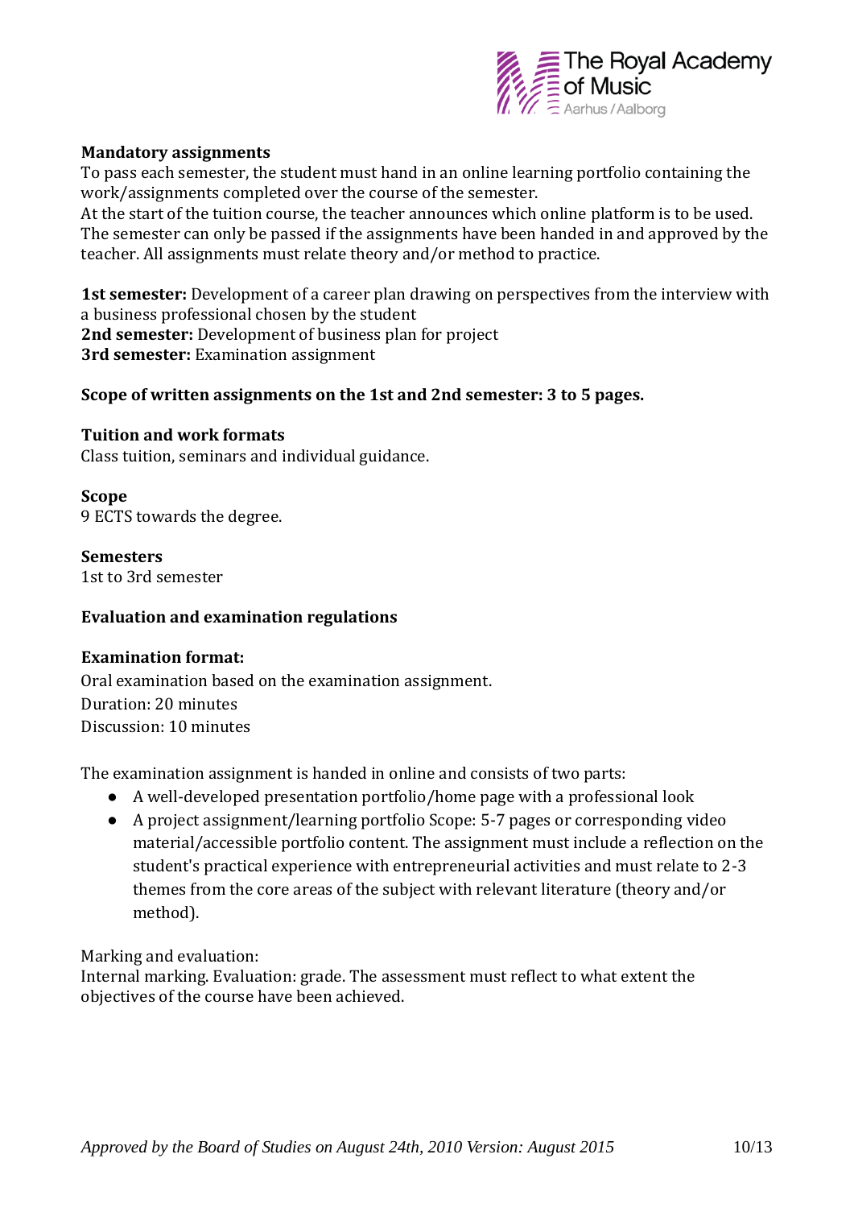**Mandatory assignments**

To pass each semester, the student must hand in an online learning portfolio containing the work/assignments completed over the course of the semester.

At the start of the tuition course, the teacher announces which online platform is to be used. The semester can only be passed if the assignments have been handed in and approved by the teacher. All assignments must relate theory and/or method to practice.

**1st semester:** Development of a career plan drawing on perspectives from the interview with a business professional chosen by the student
**2nd semester:** Development of business plan for project
**3rd semester:** Examination assignment

**Scope of written assignments on the 1st and 2nd semester: 3 to 5 pages.**

**Tuition and work formats**

Class tuition, seminars and individual guidance.

**Scope**

9 ECTS towards the degree.

**Semesters**

1st to 3rd semester

**Evaluation and examination regulations**

**Examination format:**

Oral examination based on the examination assignment.
Duration: 20 minutes
Discussion: 10 minutes

The examination assignment is handed in online and consists of two parts:

- A well-developed presentation portfolio/home page with a professional look
- A project assignment/learning portfolio Scope: 5-7 pages or corresponding video material/accessible portfolio content. The assignment must include a reflection on the student's practical experience with entrepreneurial activities and must relate to 2-3 themes from the core areas of the subject with relevant literature (theory and/or method).

Marking and evaluation:
Internal marking. Evaluation: grade. The assessment must reflect to what extent the objectives of the course have been achieved.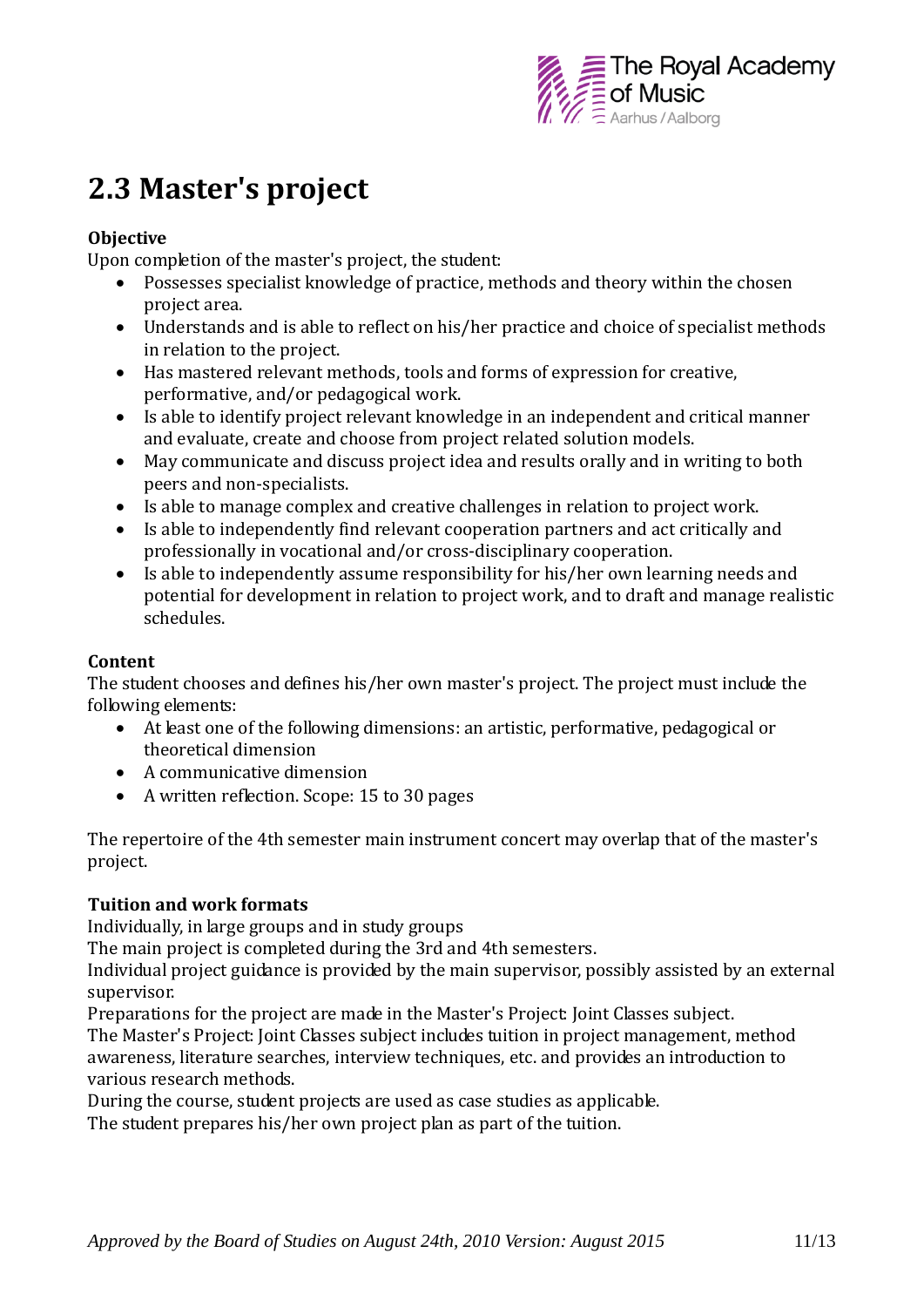## 2.3 Master's project

**Objective**

Upon completion of the master's project, the student:

- Possesses specialist knowledge of practice, methods and theory within the chosen project area.
- Understands and is able to reflect on his/her practice and choice of specialist methods in relation to the project.
- Has mastered relevant methods, tools and forms of expression for creative, performative, and/or pedagogical work.
- Is able to identify project relevant knowledge in an independent and critical manner and evaluate, create and choose from project related solution models.
- May communicate and discuss project idea and results orally and in writing to both peers and non-specialists.
- Is able to manage complex and creative challenges in relation to project work.
- Is able to independently find relevant cooperation partners and act critically and professionally in vocational and/or cross-disciplinary cooperation.
- Is able to independently assume responsibility for his/her own learning needs and potential for development in relation to project work, and to draft and manage realistic schedules.

**Content**

The student chooses and defines his/her own master's project. The project must include the following elements:

- At least one of the following dimensions: an artistic, performative, pedagogical or theoretical dimension
- A communicative dimension
- A written reflection. Scope: 15 to 30 pages

The repertoire of the 4th semester main instrument concert may overlap that of the master's project.

**Tuition and work formats**

Individually, in large groups and in study groups

The main project is completed during the 3rd and 4th semesters.

Individual project guidance is provided by the main supervisor, possibly assisted by an external supervisor.

Preparations for the project are made in the Master's Project: Joint Classes subject.

The Master's Project: Joint Classes subject includes tuition in project management, method awareness, literature searches, interview techniques, etc. and provides an introduction to various research methods.

During the course, student projects are used as case studies as applicable.

The student prepares his/her own project plan as part of the tuition.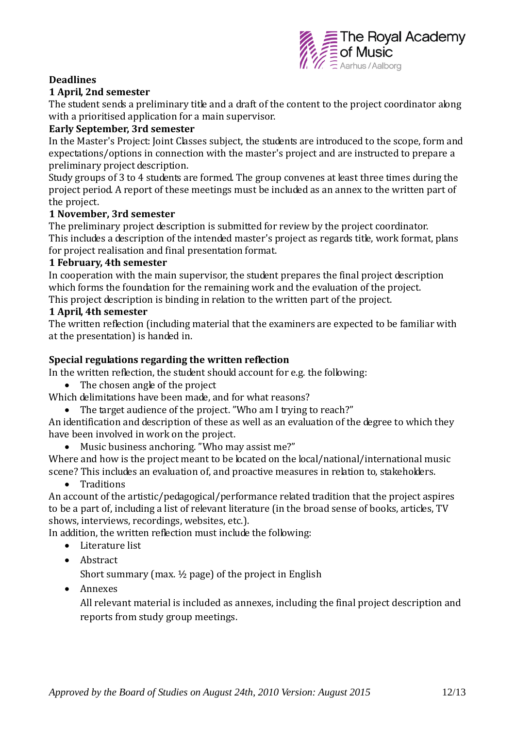**Deadlines**

**1 April, 2nd semester**

The student sends a preliminary title and a draft of the content to the project coordinator along with a prioritised application for a main supervisor.

**Early September, 3rd semester**

In the Master's Project: Joint Classes subject, the students are introduced to the scope, form and expectations/options in connection with the master's project and are instructed to prepare a preliminary project description.

Study groups of 3 to 4 students are formed. The group convenes at least three times during the project period. A report of these meetings must be included as an annex to the written part of the project.

**1 November, 3rd semester**

The preliminary project description is submitted for review by the project coordinator. This includes a description of the intended master's project as regards title, work format, plans for project realisation and final presentation format.

**1 February, 4th semester**

In cooperation with the main supervisor, the student prepares the final project description which forms the foundation for the remaining work and the evaluation of the project. This project description is binding in relation to the written part of the project.

**1 April, 4th semester**

The written reflection (including material that the examiners are expected to be familiar with at the presentation) is handed in.

**Special regulations regarding the written reflection**

In the written reflection, the student should account for e.g. the following:

- The chosen angle of the project

Which delimitations have been made, and for what reasons?

- The target audience of the project. "Who am I trying to reach?"

An identification and description of these as well as an evaluation of the degree to which they have been involved in work on the project.

- Music business anchoring. "Who may assist me?"

Where and how is the project meant to be located on the local/national/international music scene? This includes an evaluation of, and proactive measures in relation to, stakeholders.

- Traditions

An account of the artistic/pedagogical/performance related tradition that the project aspires to be a part of, including a list of relevant literature (in the broad sense of books, articles, TV shows, interviews, recordings, websites, etc.).

In addition, the written reflection must include the following:

- Literature list
- Abstract
  Short summary (max. ½ page) of the project in English
- Annexes
  All relevant material is included as annexes, including the final project description and reports from study group meetings.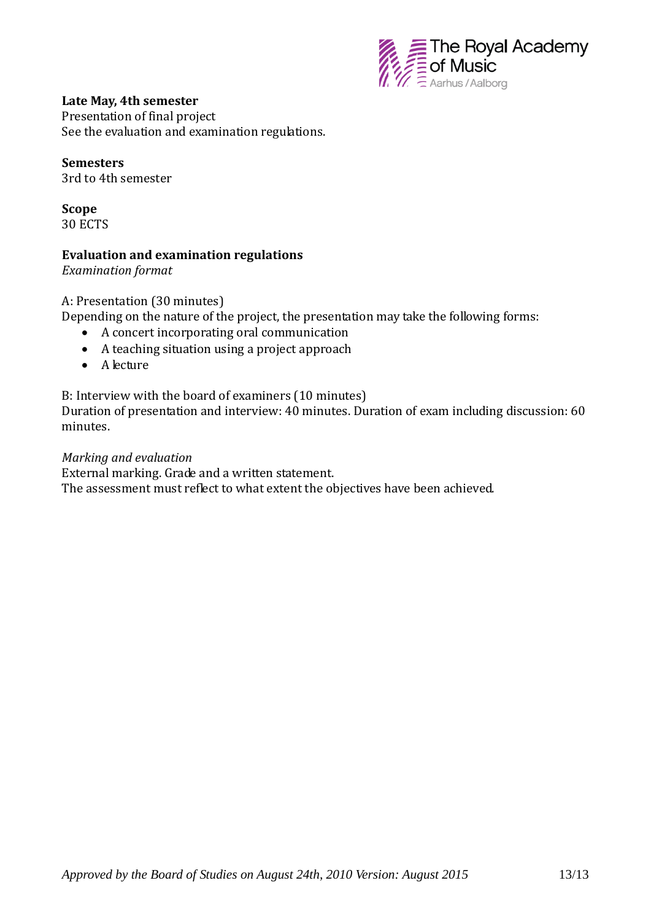**Late May, 4th semester**
Presentation of final project
See the evaluation and examination regulations.

**Semesters**
3rd to 4th semester

**Scope**
30 ECTS

**Evaluation and examination regulations**
*Examination format*

A: Presentation (30 minutes)
Depending on the nature of the project, the presentation may take the following forms:

- A concert incorporating oral communication
- A teaching situation using a project approach
- A lecture

B: Interview with the board of examiners (10 minutes)
Duration of presentation and interview: 40 minutes. Duration of exam including discussion: 60 minutes.

*Marking and evaluation*
External marking. Grade and a written statement.
The assessment must reflect to what extent the objectives have been achieved.

*Approved by the Board of Studies on August 24th, 2010 Version: August 2015*